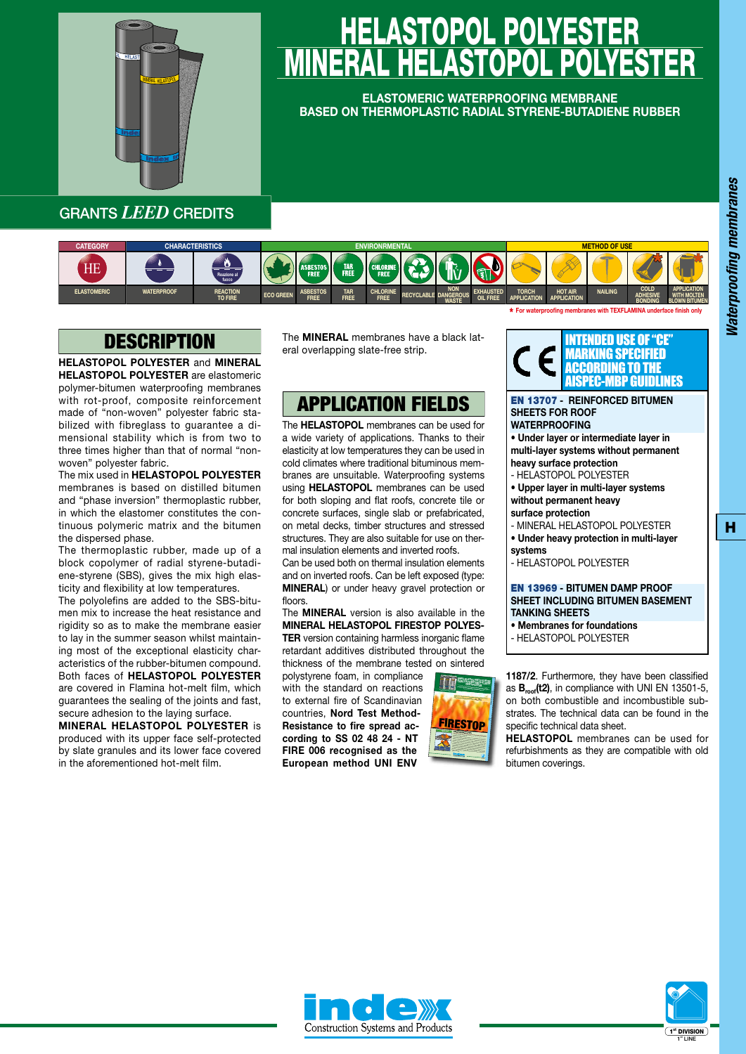# HELASTOPOL POLYESTER
# MINERAL HELASTOPOL POLYESTER

**ELASTOMERIC WATERPROOFING MEMBRANE BASED ON THERMOPLASTIC RADIAL STYRENE-BUTADIENE RUBBER**

GRANTS *LEED* CREDITS

| CATEGORY | CHARACTERISTICS | | ENVIRONMENTAL | | | | | | | METHOD OF USE | | | | |
|---|---|---|---|---|---|---|---|---|---|---|---|---|---|---|
| ELASTOMERIC | WATERPROOF | REACTION TO FIRE | ECO GREEN | ASBESTOS FREE | TAR FREE | CHLORINE FREE | RECYCLABLE | NON DANGEROUS WASTE | EXHAUSTED OIL FREE | TORCH APPLICATION | HOT AIR APPLICATION | NAILING | COLD ADHESIVE BONDING | APPLICATION WITH MOLTEN BLOWN BITUMEN |

* For waterproofing membranes with TEXFLAMINA underface finish only

## DESCRIPTION

**HELASTOPOL POLYESTER** and **MINERAL HELASTOPOL POLYESTER** are elastomeric polymer-bitumen waterproofing membranes with rot-proof, composite reinforcement made of "non-woven" polyester fabric stabilized with fibreglass to guarantee a dimensional stability which is from two to three times higher than that of normal "non-woven" polyester fabric.

The mix used in **HELASTOPOL POLYESTER** membranes is based on distilled bitumen and "phase inversion" thermoplastic rubber, in which the elastomer constitutes the continuous polymeric matrix and the bitumen the dispersed phase.

The thermoplastic rubber, made up of a block copolymer of radial styrene-butadiene-styrene (SBS), gives the mix high elasticity and flexibility at low temperatures.

The polyolefins are added to the SBS-bitumen mix to increase the heat resistance and rigidity so as to make the membrane easier to lay in the summer season whilst maintaining most of the exceptional elasticity characteristics of the rubber-bitumen compound.

Both faces of **HELASTOPOL POLYESTER** are covered in Flamina hot-melt film, which guarantees the sealing of the joints and fast, secure adhesion to the laying surface.

**MINERAL HELASTOPOL POLYESTER** is produced with its upper face self-protected by slate granules and its lower face covered in the aforementioned hot-melt film.

The **MINERAL** membranes have a black lateral overlapping slate-free strip.

## APPLICATION FIELDS

The **HELASTOPOL** membranes can be used for a wide variety of applications. Thanks to their elasticity at low temperatures they can be used in cold climates where traditional bituminous membranes are unsuitable. Waterproofing systems using **HELASTOPOL** membranes can be used for both sloping and flat roofs, concrete tile or concrete surfaces, single slab or prefabricated, on metal decks, timber structures and stressed structures. They are also suitable for use on thermal insulation elements and inverted roofs.

Can be used both on thermal insulation elements and on inverted roofs. Can be left exposed (type: **MINERAL**) or under heavy gravel protection or floors.

The **MINERAL** version is also available in the **MINERAL HELASTOPOL FIRESTOP POLYESTER** version containing harmless inorganic flame retardant additives distributed throughout the thickness of the membrane tested on sintered polystyrene foam, in compliance with the standard on reactions to external fire of Scandinavian countries, **Nord Test Method-Resistance to fire spread according to SS 02 48 24 - NT FIRE 006 recognised as the European method UNI ENV 1187/2**. Furthermore, they have been classified as **$B_{roof}$(t2)**, in compliance with UNI EN 13501-5, on both combustible and incombustible substrates. The technical data can be found in the specific technical data sheet.

**HELASTOPOL** membranes can be used for refurbishments as they are compatible with old bitumen coverings.

## INTENDED USE OF "CE" MARKING SPECIFIED ACCORDING TO THE AISPEC-MBP GUIDLINES

**EN 13707 - REINFORCED BITUMEN SHEETS FOR ROOF WATERPROOFING**

- **Under layer or intermediate layer in multi-layer systems without permanent heavy surface protection**
  - HELASTOPOL POLYESTER
- **Upper layer in multi-layer systems without permanent heavy surface protection**
  - MINERAL HELASTOPOL POLYESTER
- **Under heavy protection in multi-layer systems**
  - HELASTOPOL POLYESTER

**EN 13969 - BITUMEN DAMP PROOF SHEET INCLUDING BITUMEN BASEMENT TANKING SHEETS**

- **Membranes for foundations**
  - HELASTOPOL POLYESTER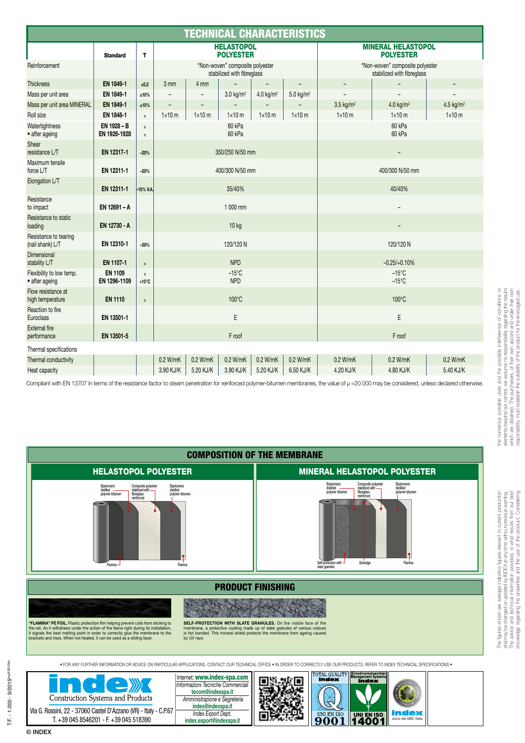# TECHNICAL CHARACTERISTICS

| | Standard | T | HELASTOPOL POLYESTER | | | | | MINERAL HELASTOPOL POLYESTER | | |
|---|---|---|---|---|---|---|---|---|---|---|
| Reinforcement | | | "Non-woven" composite polyester stabilized with fibreglass | | | | | "Non-woven" composite polyester stabilized with fibreglass | | |
| Thickness | EN 1849-1 | ±0,2 | 3 mm | 4 mm | – | – | – | – | – | – |
| Mass per unit area | EN 1849-1 | ±10% | – | – | 3.0 kg/m² | 4.0 kg/m² | 5.0 kg/m² | – | – | – |
| Mass per unit area MINERAL | EN 1849-1 | ±15% | – | – | – | – | – | 3.5 kg/m² | 4.0 kg/m² | 4.5 kg/m² |
| Roll size | EN 1848-1 | ≥ | 1×10 m | 1×10 m | 1×10 m | 1×10 m | 1×10 m | 1×10 m | 1×10 m | 1×10 m |
| Watertightness • after ageing | EN 1928 – B EN 1926-1928 | ≥ ≥ | 60 kPa 60 kPa | | | | | 60 kPa 60 kPa | | |
| Shear resistance L/T | EN 12317-1 | –20% | 350/250 N/50 mm | | | | | – | | |
| Maximum tensile force L/T | EN 12311-1 | –20% | 400/300 N/50 mm | | | | | 400/300 N/50 mm | | |
| Elongation L/T | EN 12311-1 | -15% V.A. | 35/40% | | | | | 40/40% | | |
| Resistance to impact | EN 12691 – A | | 1 000 mm | | | | | – | | |
| Resistance to static loading | EN 12730 - A | | 10 kg | | | | | – | | |
| Resistance to tearing (nail shank) L/T | EN 12310-1 | –30% | 120/120 N | | | | | 120/120 N | | |
| Dimensional stability L/T | EN 1107-1 | ≤ | NPD | | | | | –0.25/+0.10% | | |
| Flexibility to low temp. • after ageing | EN 1109 EN 1296-1109 | ≤ +15°C | –15°C NPD | | | | | –15°C –15°C | | |
| Flow resistance at high temperature | EN 1110 | ≥ | 100°C | | | | | 100°C | | |
| Reaction to fire Euroclass | EN 13501-1 | | E | | | | | E | | |
| External fire performance | EN 13501-5 | | F roof | | | | | F roof | | |
| Thermal specifications | | | | | | | | | | |
| Thermal conductivity | | | 0.2 W/mK | 0.2 W/mK | 0.2 W/mK | 0.2 W/mK | 0.2 W/mK | 0.2 W/mK | 0.2 W/mK | 0.2 W/mK |
| Heat capacity | | | 3.90 KJ/K | 5.20 KJ/K | 3.90 KJ/K | 5.20 KJ/K | 6.50 KJ/K | 4.20 KJ/K | 4.80 KJ/K | 5.40 KJ/K |

Compliant with EN 13707 in terms of the resistance factor to steam penetration for reinforced polymer-bitumen membranes, the value of μ =20 000 may be considered, unless declared otherwise.

# COMPOSITION OF THE MEMBRANE

## HELASTOPOL POLYESTER

Elastomeric distilled polymer bitumen
Composite polyester stabilized with fibreglass reinforced
Elastomeric distilled polymer bitumen
Flamina
Flamina

## MINERAL HELASTOPOL POLYESTER

Elastomeric distilled polymer bitumen
Composite polyester stabilized with fibreglass reinforced
Elastomeric distilled polymer bitumen
Self-protection with slate granules
Selvedge
Flamina

# PRODUCT FINISHING

**"FLAMINA" PE FOIL.** Plastic protection film helping prevent coils from sticking to the roll. As it withdraws under the action of the flame right during its installation, it signals the best melting point in order to correctly glue the membrane to the brackets and rises. When not heated, it can be used as a sliding layer.

**SELF-PROTECTION WITH SLATE GRANULES.** On the visible face of the membrane, a protective coating made up of slate granules of various colours is hot bonded. This mineral shield protects the membrane from ageing caused by UV rays.

The figures shown are average indicative figures relevant to current production and may be changed or updated by INDEX at any time without previous warning. The advice and technical information provided, is what results from our best knowledge regarding the properties and the use of the product. Considering the numerous possible uses and the possible interference of conditions or elements beyond our control, we assume no responsibility regarding the results which are obtained. The purchasers, of their own accord and under their own responsibility, must establish the suitability of the product for the envisaged use.

• FOR ANY FURTHER INFORMATION OR ADVICE ON PARTICULAR APPLICATIONS, CONTACT OUR TECHNICAL OFFICE • IN ORDER TO CORRECTLY USE OUR PRODUCTS, REFER TO INDEX TECHNICAL SPECIFICATIONS •

index
Construction Systems and Products
Via G. Rossini, 22 - 37060 Castel D'Azzano (VR) - Italy - C.P.67
T. +39 045 8546201 - F. +39 045 518390

Internet: **www.index-spa.com**
*Informazioni Tecniche Commerciali*
**tecom@indexspa.it**
*Amministrazione e Segreteria*
**index@indexspa.it**
*Index Export Dept.*
**index.export@indexspa.it**

TOTAL QUALITY index UNI EN ISO 9001
Environmental Management Systems index UNI EN ISO 14001
index socio del GBC Italia

T.F. - 1.000 - 9/2015ing-6/2015ita

© INDEX